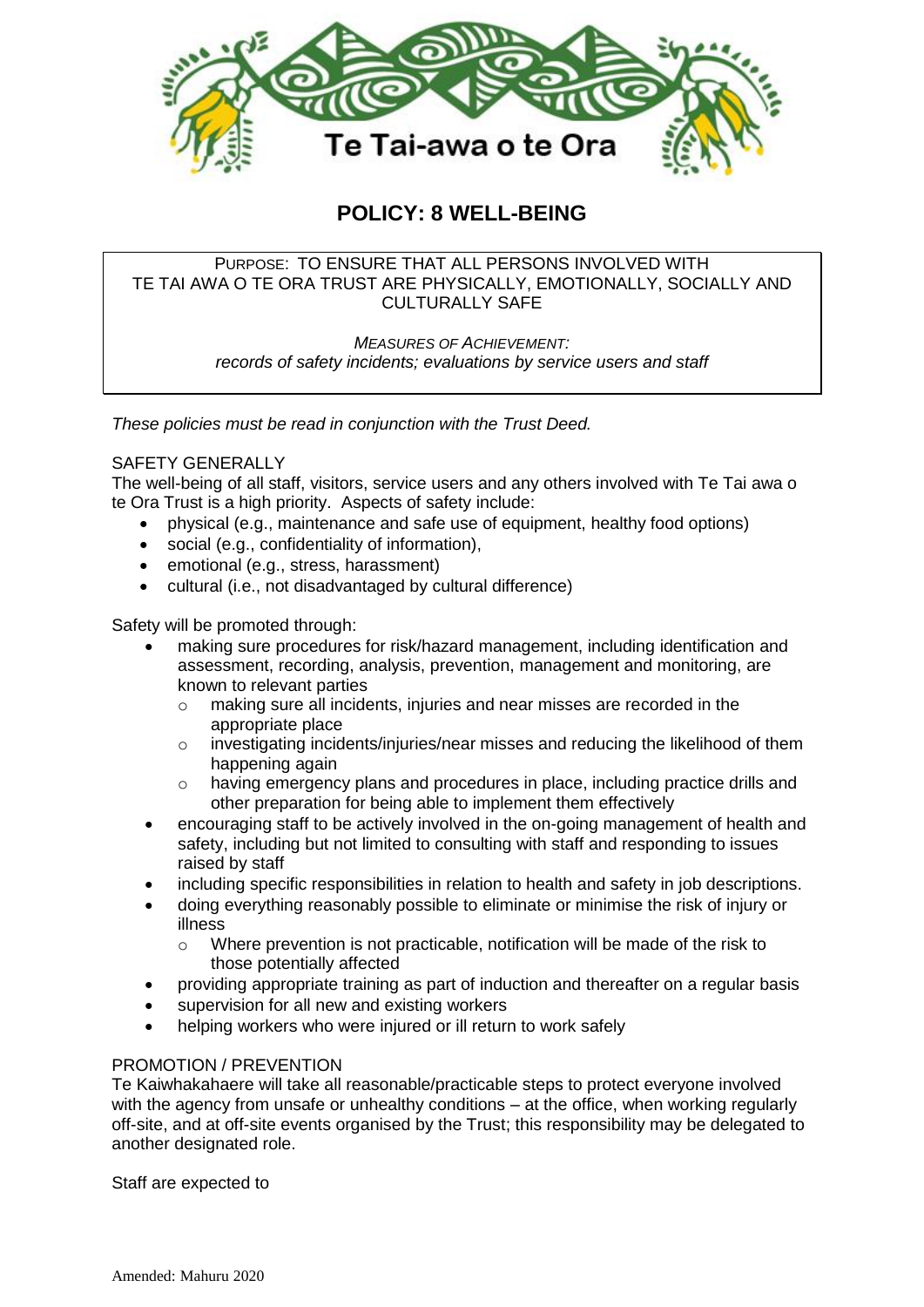Te Tai-awa o te Ora

# POLICY: 8 WELL-BEING

PURPOSE: TO ENSURE THAT ALL PERSONS INVOLVED WITH TE TAI AWA O TE ORA TRUST ARE PHYSICALLY, EMOTIONALLY, SOCIALLY AND CULTURALLY SAFE

*MEASURES OF ACHIEVEMENT:*
*records of safety incidents; evaluations by service users and staff*

*These policies must be read in conjunction with the Trust Deed.*

SAFETY GENERALLY

The well-being of all staff, visitors, service users and any others involved with Te Tai awa o te Ora Trust is a high priority. Aspects of safety include:

- physical (e.g., maintenance and safe use of equipment, healthy food options)
- social (e.g., confidentiality of information),
- emotional (e.g., stress, harassment)
- cultural (i.e., not disadvantaged by cultural difference)

Safety will be promoted through:

- making sure procedures for risk/hazard management, including identification and assessment, recording, analysis, prevention, management and monitoring, are known to relevant parties
  - making sure all incidents, injuries and near misses are recorded in the appropriate place
  - investigating incidents/injuries/near misses and reducing the likelihood of them happening again
  - having emergency plans and procedures in place, including practice drills and other preparation for being able to implement them effectively
- encouraging staff to be actively involved in the on-going management of health and safety, including but not limited to consulting with staff and responding to issues raised by staff
- including specific responsibilities in relation to health and safety in job descriptions.
- doing everything reasonably possible to eliminate or minimise the risk of injury or illness
  - Where prevention is not practicable, notification will be made of the risk to those potentially affected
- providing appropriate training as part of induction and thereafter on a regular basis
- supervision for all new and existing workers
- helping workers who were injured or ill return to work safely

PROMOTION / PREVENTION

Te Kaiwhakahaere will take all reasonable/practicable steps to protect everyone involved with the agency from unsafe or unhealthy conditions – at the office, when working regularly off-site, and at off-site events organised by the Trust; this responsibility may be delegated to another designated role.

Staff are expected to

Amended: Mahuru 2020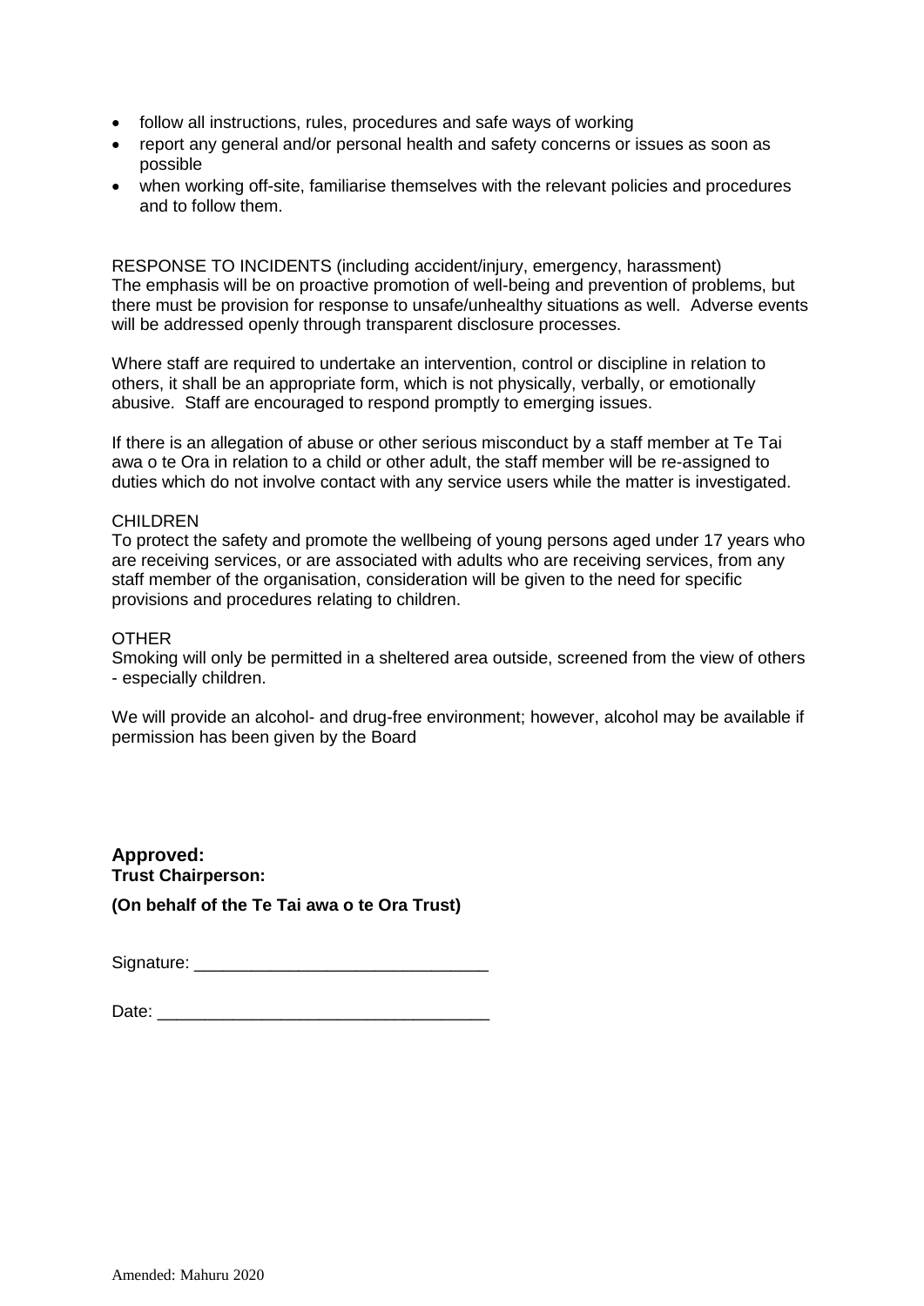- follow all instructions, rules, procedures and safe ways of working
- report any general and/or personal health and safety concerns or issues as soon as possible
- when working off-site, familiarise themselves with the relevant policies and procedures and to follow them.

RESPONSE TO INCIDENTS (including accident/injury, emergency, harassment)
The emphasis will be on proactive promotion of well-being and prevention of problems, but there must be provision for response to unsafe/unhealthy situations as well. Adverse events will be addressed openly through transparent disclosure processes.

Where staff are required to undertake an intervention, control or discipline in relation to others, it shall be an appropriate form, which is not physically, verbally, or emotionally abusive. Staff are encouraged to respond promptly to emerging issues.

If there is an allegation of abuse or other serious misconduct by a staff member at Te Tai awa o te Ora in relation to a child or other adult, the staff member will be re-assigned to duties which do not involve contact with any service users while the matter is investigated.

CHILDREN
To protect the safety and promote the wellbeing of young persons aged under 17 years who are receiving services, or are associated with adults who are receiving services, from any staff member of the organisation, consideration will be given to the need for specific provisions and procedures relating to children.

OTHER
Smoking will only be permitted in a sheltered area outside, screened from the view of others - especially children.

We will provide an alcohol- and drug-free environment; however, alcohol may be available if permission has been given by the Board

**Approved:**
**Trust Chairperson:**

**(On behalf of the Te Tai awa o te Ora Trust)**

Signature: _______________________________

Date: ___________________________________

Amended: Mahuru 2020